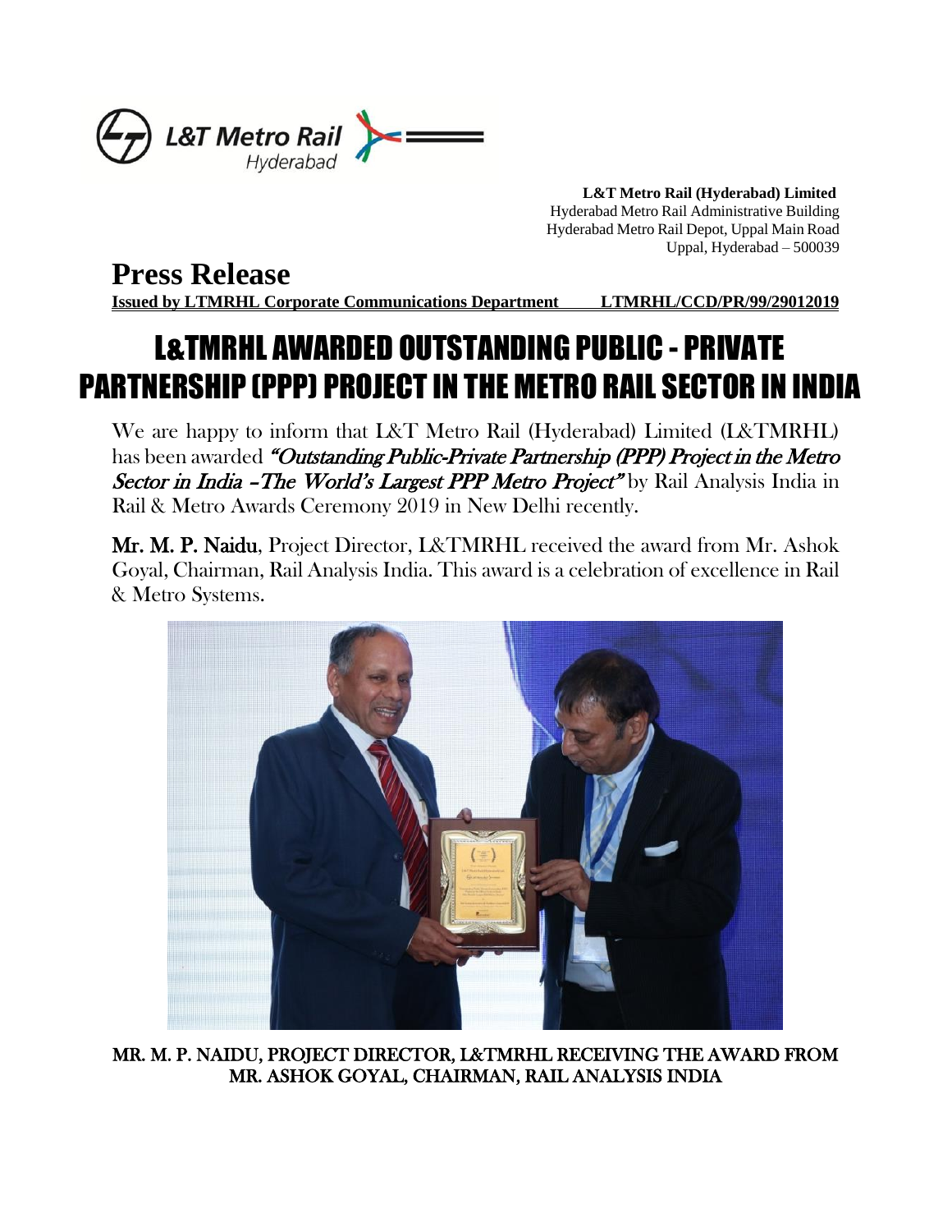**L&T Metro Rail (Hyderabad) Limited**
Hyderabad Metro Rail Administrative Building
Hyderabad Metro Rail Depot, Uppal Main Road
Uppal, Hyderabad – 500039

# Press Release

**Issued by LTMRHL Corporate Communications Department LTMRHL/CCD/PR/99/29012019**

## L&TMRHL AWARDED OUTSTANDING PUBLIC - PRIVATE PARTNERSHIP (PPP) PROJECT IN THE METRO RAIL SECTOR IN INDIA

We are happy to inform that L&T Metro Rail (Hyderabad) Limited (L&TMRHL) has been awarded ***"Outstanding Public-Private Partnership (PPP) Project in the Metro Sector in India –The World's Largest PPP Metro Project"*** by Rail Analysis India in Rail & Metro Awards Ceremony 2019 in New Delhi recently.

**Mr. M. P. Naidu**, Project Director, L&TMRHL received the award from Mr. Ashok Goyal, Chairman, Rail Analysis India. This award is a celebration of excellence in Rail & Metro Systems.

MR. M. P. NAIDU, PROJECT DIRECTOR, L&TMRHL RECEIVING THE AWARD FROM MR. ASHOK GOYAL, CHAIRMAN, RAIL ANALYSIS INDIA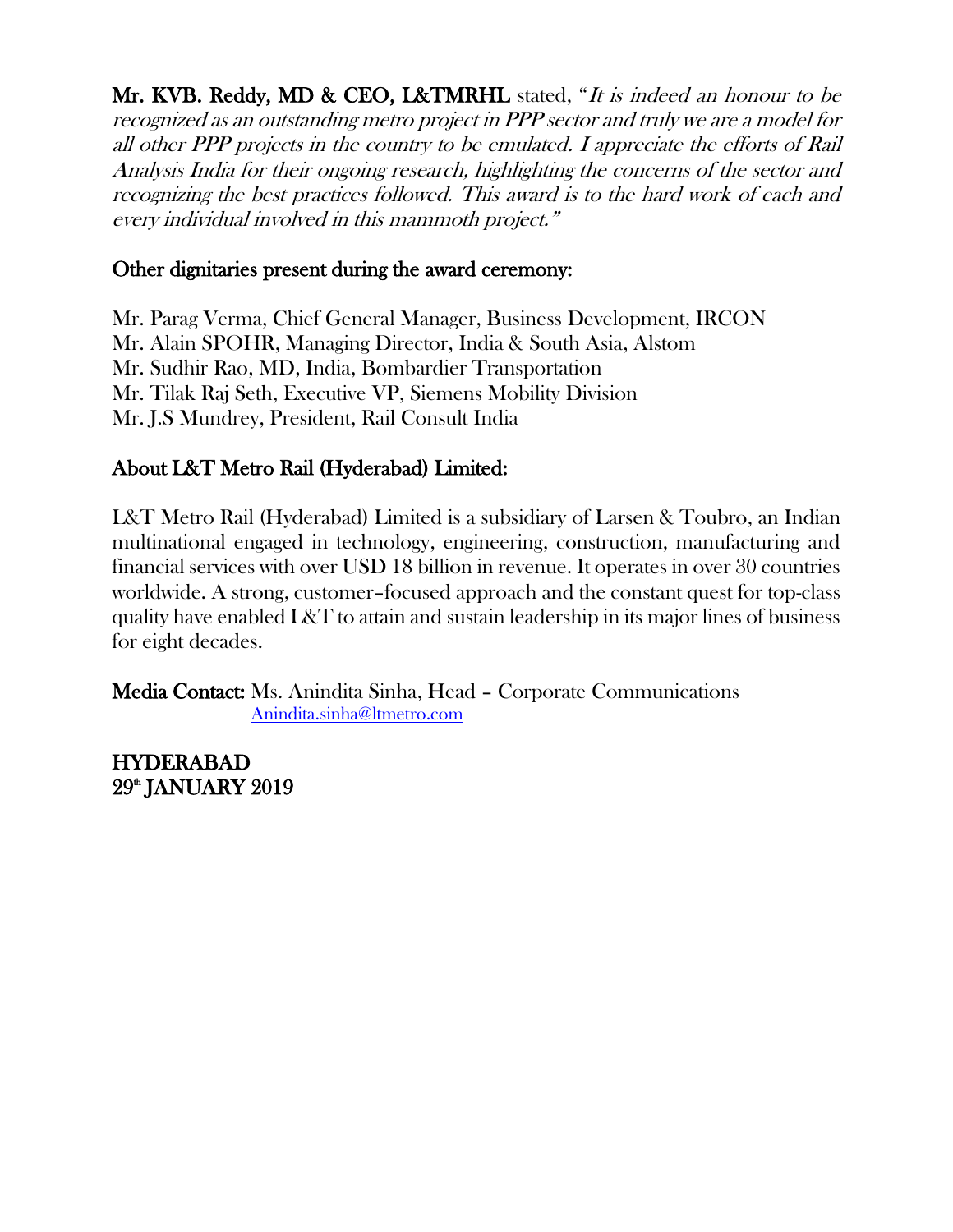**Mr. KVB. Reddy, MD & CEO, L&TMRHL** stated, "*It is indeed an honour to be recognized as an outstanding metro project in PPP sector and truly we are a model for all other PPP projects in the country to be emulated. I appreciate the efforts of Rail Analysis India for their ongoing research, highlighting the concerns of the sector and recognizing the best practices followed. This award is to the hard work of each and every individual involved in this mammoth project.*"

## Other dignitaries present during the award ceremony:

Mr. Parag Verma, Chief General Manager, Business Development, IRCON
Mr. Alain SPOHR, Managing Director, India & South Asia, Alstom
Mr. Sudhir Rao, MD, India, Bombardier Transportation
Mr. Tilak Raj Seth, Executive VP, Siemens Mobility Division
Mr. J.S Mundrey, President, Rail Consult India

## About L&T Metro Rail (Hyderabad) Limited:

L&T Metro Rail (Hyderabad) Limited is a subsidiary of Larsen & Toubro, an Indian multinational engaged in technology, engineering, construction, manufacturing and financial services with over USD 18 billion in revenue. It operates in over 30 countries worldwide. A strong, customer–focused approach and the constant quest for top-class quality have enabled L&T to attain and sustain leadership in its major lines of business for eight decades.

**Media Contact:** Ms. Anindita Sinha, Head – Corporate Communications
Anindita.sinha@ltmetro.com

**HYDERABAD**
**29th JANUARY 2019**